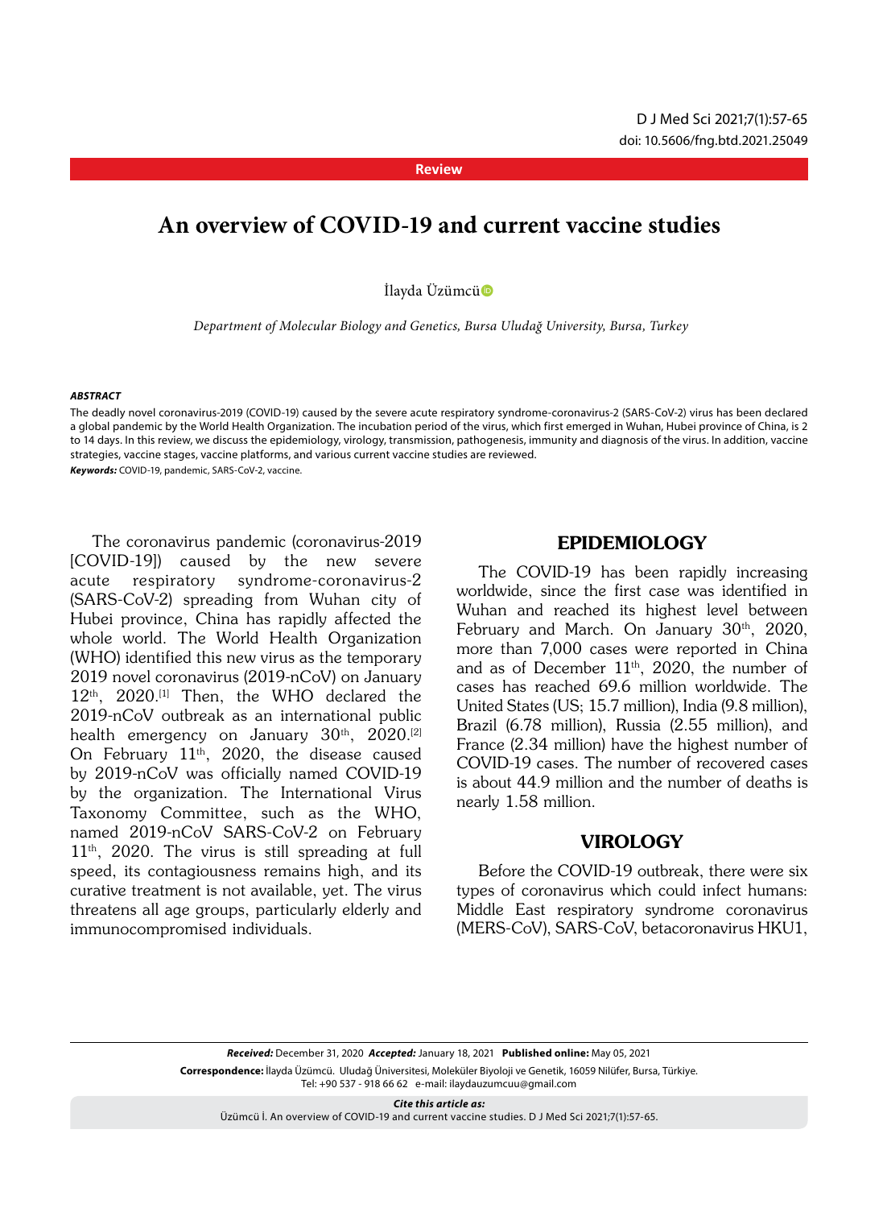Review

# An overview of COVID-19 and current vaccine studies

İlayda Üzümcü

*Department of Molecular Biology and Genetics, Bursa Uludağ University, Bursa, Turkey*

***ABSTRACT***

The deadly novel coronavirus-2019 (COVID-19) caused by the severe acute respiratory syndrome-coronavirus-2 (SARS-CoV-2) virus has been declared a global pandemic by the World Health Organization. The incubation period of the virus, which first emerged in Wuhan, Hubei province of China, is 2 to 14 days. In this review, we discuss the epidemiology, virology, transmission, pathogenesis, immunity and diagnosis of the virus. In addition, vaccine strategies, vaccine stages, vaccine platforms, and various current vaccine studies are reviewed.

***Keywords:*** COVID-19, pandemic, SARS-CoV-2, vaccine.

The coronavirus pandemic (coronavirus-2019 [COVID-19]) caused by the new severe acute respiratory syndrome-coronavirus-2 (SARS-CoV-2) spreading from Wuhan city of Hubei province, China has rapidly affected the whole world. The World Health Organization (WHO) identified this new virus as the temporary 2019 novel coronavirus (2019-nCoV) on January 12th, 2020.[1] Then, the WHO declared the 2019-nCoV outbreak as an international public health emergency on January 30th, 2020.[2] On February 11th, 2020, the disease caused by 2019-nCoV was officially named COVID-19 by the organization. The International Virus Taxonomy Committee, such as the WHO, named 2019-nCoV SARS-CoV-2 on February 11th, 2020. The virus is still spreading at full speed, its contagiousness remains high, and its curative treatment is not available, yet. The virus threatens all age groups, particularly elderly and immunocompromised individuals.

## EPIDEMIOLOGY

The COVID-19 has been rapidly increasing worldwide, since the first case was identified in Wuhan and reached its highest level between February and March. On January 30th, 2020, more than 7,000 cases were reported in China and as of December 11th, 2020, the number of cases has reached 69.6 million worldwide. The United States (US; 15.7 million), India (9.8 million), Brazil (6.78 million), Russia (2.55 million), and France (2.34 million) have the highest number of COVID-19 cases. The number of recovered cases is about 44.9 million and the number of deaths is nearly 1.58 million.

## VIROLOGY

Before the COVID-19 outbreak, there were six types of coronavirus which could infect humans: Middle East respiratory syndrome coronavirus (MERS-CoV), SARS-CoV, betacoronavirus HKU1,

***Received:*** December 31, 2020 ***Accepted:*** January 18, 2021 **Published online:** May 05, 2021

**Correspondence:** İlayda Üzümcü. Uludağ Üniversitesi, Moleküler Biyoloji ve Genetik, 16059 Nilüfer, Bursa, Türkiye.
Tel: +90 537 - 918 66 62 e-mail: ilaydauzumcuu@gmail.com

***Cite this article as:***
Üzümcü İ. An overview of COVID-19 and current vaccine studies. D J Med Sci 2021;7(1):57-65.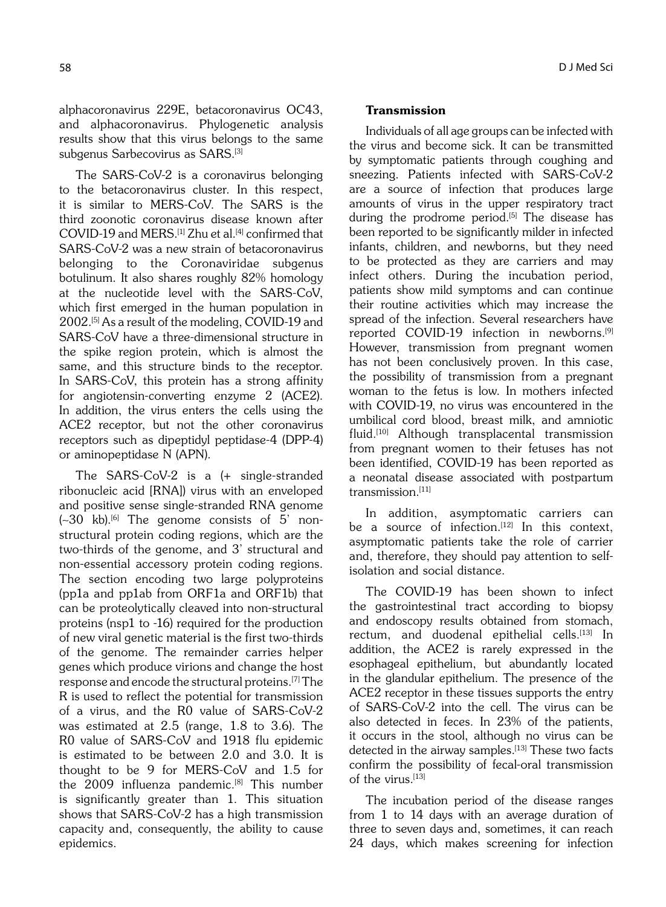alphacoronavirus 229E, betacoronavirus OC43, and alphacoronavirus. Phylogenetic analysis results show that this virus belongs to the same subgenus Sarbecovirus as SARS.[3]

The SARS-CoV-2 is a coronavirus belonging to the betacoronavirus cluster. In this respect, it is similar to MERS-CoV. The SARS is the third zoonotic coronavirus disease known after COVID-19 and MERS.[1] Zhu et al.[4] confirmed that SARS-CoV-2 was a new strain of betacoronavirus belonging to the Coronaviridae subgenus botulinum. It also shares roughly 82% homology at the nucleotide level with the SARS-CoV, which first emerged in the human population in 2002.[5] As a result of the modeling, COVID-19 and SARS-CoV have a three-dimensional structure in the spike region protein, which is almost the same, and this structure binds to the receptor. In SARS-CoV, this protein has a strong affinity for angiotensin-converting enzyme 2 (ACE2). In addition, the virus enters the cells using the ACE2 receptor, but not the other coronavirus receptors such as dipeptidyl peptidase-4 (DPP-4) or aminopeptidase N (APN).

The SARS-CoV-2 is a (+ single-stranded ribonucleic acid [RNA]) virus with an enveloped and positive sense single-stranded RNA genome (~30 kb).[6] The genome consists of 5' non-structural protein coding regions, which are the two-thirds of the genome, and 3' structural and non-essential accessory protein coding regions. The section encoding two large polyproteins (pp1a and pp1ab from ORF1a and ORF1b) that can be proteolytically cleaved into non-structural proteins (nsp1 to -16) required for the production of new viral genetic material is the first two-thirds of the genome. The remainder carries helper genes which produce virions and change the host response and encode the structural proteins.[7] The R is used to reflect the potential for transmission of a virus, and the R0 value of SARS-CoV-2 was estimated at 2.5 (range, 1.8 to 3.6). The R0 value of SARS-CoV and 1918 flu epidemic is estimated to be between 2.0 and 3.0. It is thought to be 9 for MERS-CoV and 1.5 for the 2009 influenza pandemic.[8] This number is significantly greater than 1. This situation shows that SARS-CoV-2 has a high transmission capacity and, consequently, the ability to cause epidemics.

### Transmission

Individuals of all age groups can be infected with the virus and become sick. It can be transmitted by symptomatic patients through coughing and sneezing. Patients infected with SARS-CoV-2 are a source of infection that produces large amounts of virus in the upper respiratory tract during the prodrome period.[5] The disease has been reported to be significantly milder in infected infants, children, and newborns, but they need to be protected as they are carriers and may infect others. During the incubation period, patients show mild symptoms and can continue their routine activities which may increase the spread of the infection. Several researchers have reported COVID-19 infection in newborns.[9] However, transmission from pregnant women has not been conclusively proven. In this case, the possibility of transmission from a pregnant woman to the fetus is low. In mothers infected with COVID-19, no virus was encountered in the umbilical cord blood, breast milk, and amniotic fluid.[10] Although transplacental transmission from pregnant women to their fetuses has not been identified, COVID-19 has been reported as a neonatal disease associated with postpartum transmission.[11]

In addition, asymptomatic carriers can be a source of infection.[12] In this context, asymptomatic patients take the role of carrier and, therefore, they should pay attention to self-isolation and social distance.

The COVID-19 has been shown to infect the gastrointestinal tract according to biopsy and endoscopy results obtained from stomach, rectum, and duodenal epithelial cells.[13] In addition, the ACE2 is rarely expressed in the esophageal epithelium, but abundantly located in the glandular epithelium. The presence of the ACE2 receptor in these tissues supports the entry of SARS-CoV-2 into the cell. The virus can be also detected in feces. In 23% of the patients, it occurs in the stool, although no virus can be detected in the airway samples.[13] These two facts confirm the possibility of fecal-oral transmission of the virus.[13]

The incubation period of the disease ranges from 1 to 14 days with an average duration of three to seven days and, sometimes, it can reach 24 days, which makes screening for infection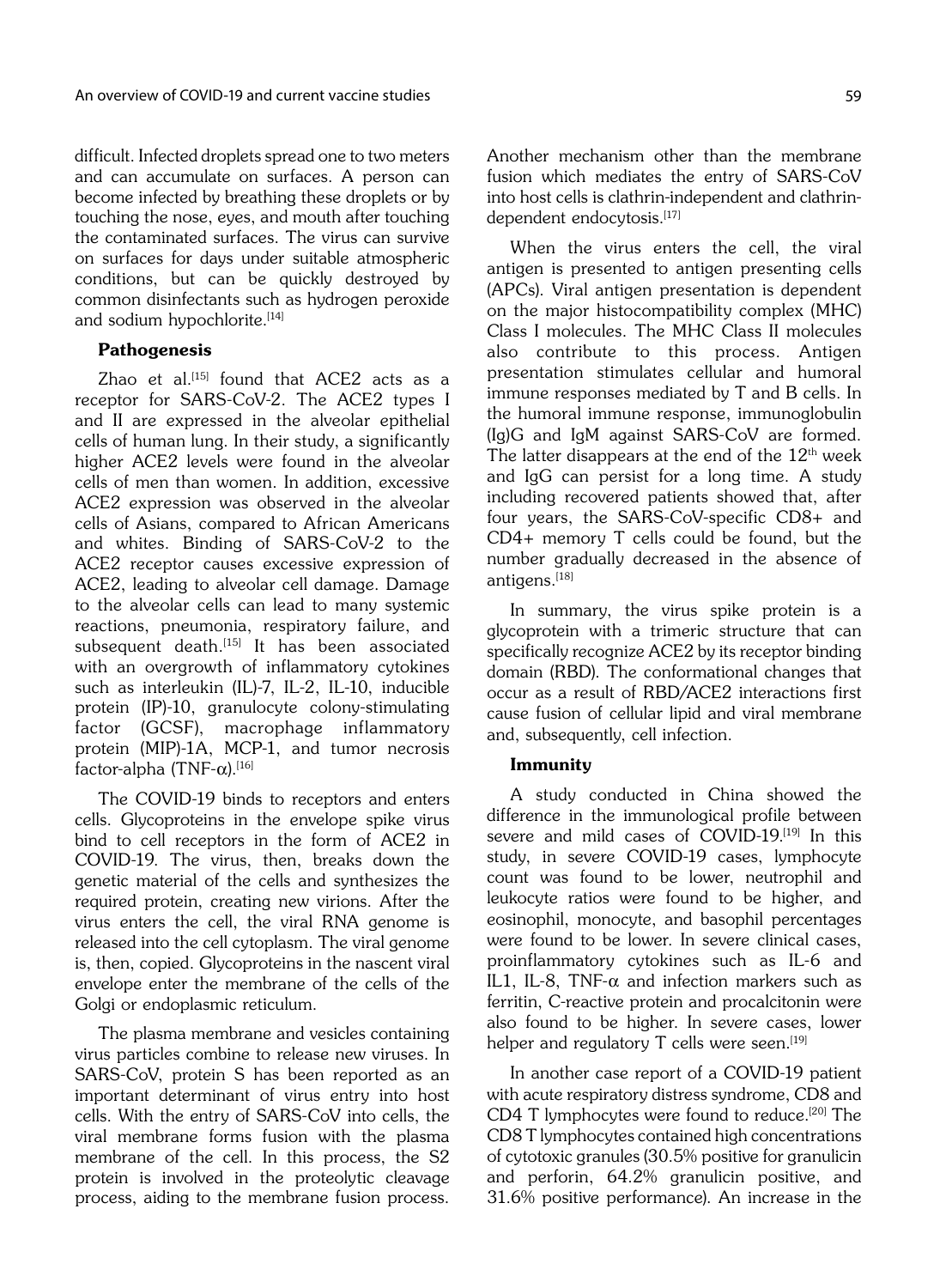difficult. Infected droplets spread one to two meters and can accumulate on surfaces. A person can become infected by breathing these droplets or by touching the nose, eyes, and mouth after touching the contaminated surfaces. The virus can survive on surfaces for days under suitable atmospheric conditions, but can be quickly destroyed by common disinfectants such as hydrogen peroxide and sodium hypochlorite.[14]

### Pathogenesis

Zhao et al.[15] found that ACE2 acts as a receptor for SARS-CoV-2. The ACE2 types I and II are expressed in the alveolar epithelial cells of human lung. In their study, a significantly higher ACE2 levels were found in the alveolar cells of men than women. In addition, excessive ACE2 expression was observed in the alveolar cells of Asians, compared to African Americans and whites. Binding of SARS-CoV-2 to the ACE2 receptor causes excessive expression of ACE2, leading to alveolar cell damage. Damage to the alveolar cells can lead to many systemic reactions, pneumonia, respiratory failure, and subsequent death.[15] It has been associated with an overgrowth of inflammatory cytokines such as interleukin (IL)-7, IL-2, IL-10, inducible protein (IP)-10, granulocyte colony-stimulating factor (GCSF), macrophage inflammatory protein (MIP)-1A, MCP-1, and tumor necrosis factor-alpha (TNF-$\alpha$).[16]

The COVID-19 binds to receptors and enters cells. Glycoproteins in the envelope spike virus bind to cell receptors in the form of ACE2 in COVID-19. The virus, then, breaks down the genetic material of the cells and synthesizes the required protein, creating new virions. After the virus enters the cell, the viral RNA genome is released into the cell cytoplasm. The viral genome is, then, copied. Glycoproteins in the nascent viral envelope enter the membrane of the cells of the Golgi or endoplasmic reticulum.

The plasma membrane and vesicles containing virus particles combine to release new viruses. In SARS-CoV, protein S has been reported as an important determinant of virus entry into host cells. With the entry of SARS-CoV into cells, the viral membrane forms fusion with the plasma membrane of the cell. In this process, the S2 protein is involved in the proteolytic cleavage process, aiding to the membrane fusion process. Another mechanism other than the membrane fusion which mediates the entry of SARS-CoV into host cells is clathrin-independent and clathrin-dependent endocytosis.[17]

When the virus enters the cell, the viral antigen is presented to antigen presenting cells (APCs). Viral antigen presentation is dependent on the major histocompatibility complex (MHC) Class I molecules. The MHC Class II molecules also contribute to this process. Antigen presentation stimulates cellular and humoral immune responses mediated by T and B cells. In the humoral immune response, immunoglobulin (Ig)G and IgM against SARS-CoV are formed. The latter disappears at the end of the $12^{th}$ week and IgG can persist for a long time. A study including recovered patients showed that, after four years, the SARS-CoV-specific CD8+ and CD4+ memory T cells could be found, but the number gradually decreased in the absence of antigens.[18]

In summary, the virus spike protein is a glycoprotein with a trimeric structure that can specifically recognize ACE2 by its receptor binding domain (RBD). The conformational changes that occur as a result of RBD/ACE2 interactions first cause fusion of cellular lipid and viral membrane and, subsequently, cell infection.

### Immunity

A study conducted in China showed the difference in the immunological profile between severe and mild cases of COVID-19.[19] In this study, in severe COVID-19 cases, lymphocyte count was found to be lower, neutrophil and leukocyte ratios were found to be higher, and eosinophil, monocyte, and basophil percentages were found to be lower. In severe clinical cases, proinflammatory cytokines such as IL-6 and IL1, IL-8, TNF-$\alpha$ and infection markers such as ferritin, C-reactive protein and procalcitonin were also found to be higher. In severe cases, lower helper and regulatory T cells were seen.[19]

In another case report of a COVID-19 patient with acute respiratory distress syndrome, CD8 and CD4 T lymphocytes were found to reduce.[20] The CD8 T lymphocytes contained high concentrations of cytotoxic granules (30.5% positive for granulicin and perforin, 64.2% granulicin positive, and 31.6% positive performance). An increase in the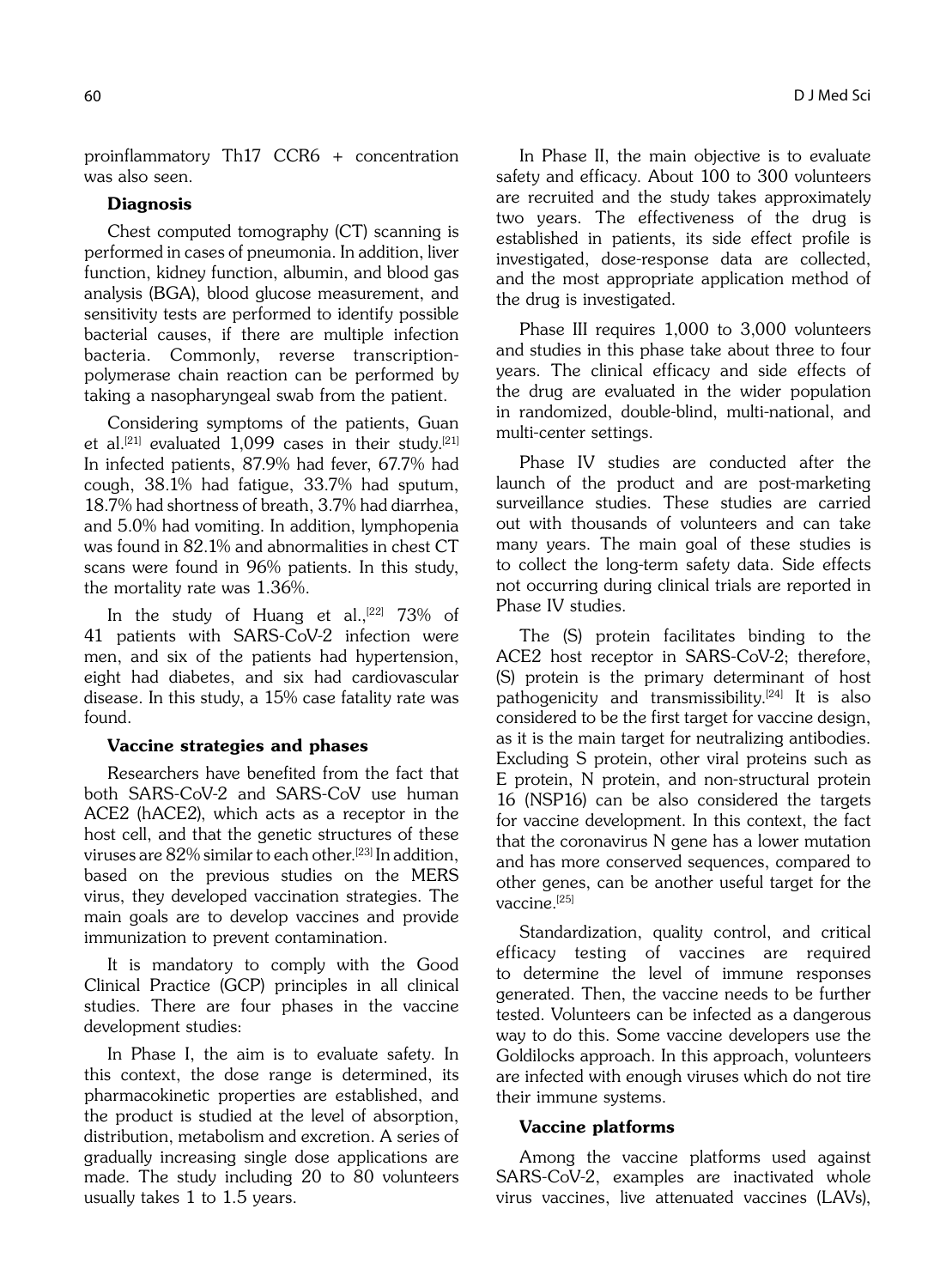proinflammatory Th17 CCR6 + concentration was also seen.

### Diagnosis

Chest computed tomography (CT) scanning is performed in cases of pneumonia. In addition, liver function, kidney function, albumin, and blood gas analysis (BGA), blood glucose measurement, and sensitivity tests are performed to identify possible bacterial causes, if there are multiple infection bacteria. Commonly, reverse transcription-polymerase chain reaction can be performed by taking a nasopharyngeal swab from the patient.

Considering symptoms of the patients, Guan et al.[21] evaluated 1,099 cases in their study.[21] In infected patients, 87.9% had fever, 67.7% had cough, 38.1% had fatigue, 33.7% had sputum, 18.7% had shortness of breath, 3.7% had diarrhea, and 5.0% had vomiting. In addition, lymphopenia was found in 82.1% and abnormalities in chest CT scans were found in 96% patients. In this study, the mortality rate was 1.36%.

In the study of Huang et al.,[22] 73% of 41 patients with SARS-CoV-2 infection were men, and six of the patients had hypertension, eight had diabetes, and six had cardiovascular disease. In this study, a 15% case fatality rate was found.

### Vaccine strategies and phases

Researchers have benefited from the fact that both SARS-CoV-2 and SARS-CoV use human ACE2 (hACE2), which acts as a receptor in the host cell, and that the genetic structures of these viruses are 82% similar to each other.[23] In addition, based on the previous studies on the MERS virus, they developed vaccination strategies. The main goals are to develop vaccines and provide immunization to prevent contamination.

It is mandatory to comply with the Good Clinical Practice (GCP) principles in all clinical studies. There are four phases in the vaccine development studies:

In Phase I, the aim is to evaluate safety. In this context, the dose range is determined, its pharmacokinetic properties are established, and the product is studied at the level of absorption, distribution, metabolism and excretion. A series of gradually increasing single dose applications are made. The study including 20 to 80 volunteers usually takes 1 to 1.5 years.

In Phase II, the main objective is to evaluate safety and efficacy. About 100 to 300 volunteers are recruited and the study takes approximately two years. The effectiveness of the drug is established in patients, its side effect profile is investigated, dose-response data are collected, and the most appropriate application method of the drug is investigated.

Phase III requires 1,000 to 3,000 volunteers and studies in this phase take about three to four years. The clinical efficacy and side effects of the drug are evaluated in the wider population in randomized, double-blind, multi-national, and multi-center settings.

Phase IV studies are conducted after the launch of the product and are post-marketing surveillance studies. These studies are carried out with thousands of volunteers and can take many years. The main goal of these studies is to collect the long-term safety data. Side effects not occurring during clinical trials are reported in Phase IV studies.

The (S) protein facilitates binding to the ACE2 host receptor in SARS-CoV-2; therefore, (S) protein is the primary determinant of host pathogenicity and transmissibility.[24] It is also considered to be the first target for vaccine design, as it is the main target for neutralizing antibodies. Excluding S protein, other viral proteins such as E protein, N protein, and non-structural protein 16 (NSP16) can be also considered the targets for vaccine development. In this context, the fact that the coronavirus N gene has a lower mutation and has more conserved sequences, compared to other genes, can be another useful target for the vaccine.[25]

Standardization, quality control, and critical efficacy testing of vaccines are required to determine the level of immune responses generated. Then, the vaccine needs to be further tested. Volunteers can be infected as a dangerous way to do this. Some vaccine developers use the Goldilocks approach. In this approach, volunteers are infected with enough viruses which do not tire their immune systems.

### Vaccine platforms

Among the vaccine platforms used against SARS-CoV-2, examples are inactivated whole virus vaccines, live attenuated vaccines (LAVs),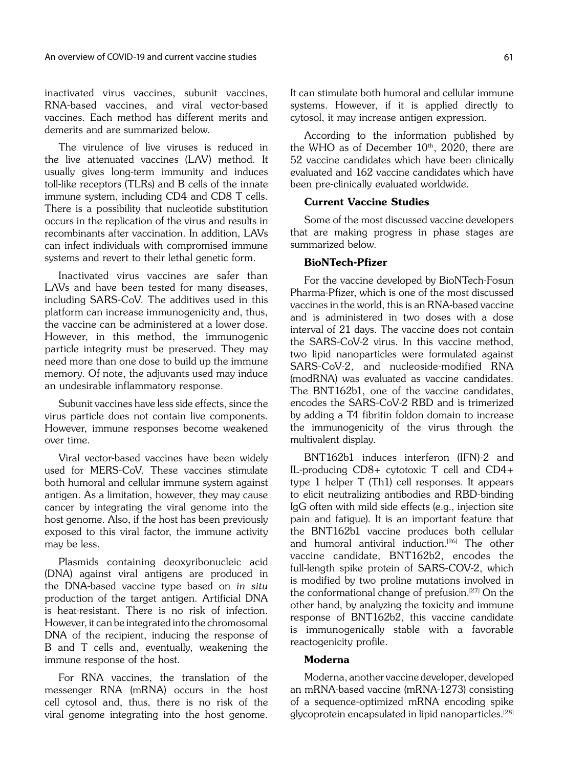inactivated virus vaccines, subunit vaccines, RNA-based vaccines, and viral vector-based vaccines. Each method has different merits and demerits and are summarized below.

The virulence of live viruses is reduced in the live attenuated vaccines (LAV) method. It usually gives long-term immunity and induces toll-like receptors (TLRs) and B cells of the innate immune system, including CD4 and CD8 T cells. There is a possibility that nucleotide substitution occurs in the replication of the virus and results in recombinants after vaccination. In addition, LAVs can infect individuals with compromised immune systems and revert to their lethal genetic form.

Inactivated virus vaccines are safer than LAVs and have been tested for many diseases, including SARS-CoV. The additives used in this platform can increase immunogenicity and, thus, the vaccine can be administered at a lower dose. However, in this method, the immunogenic particle integrity must be preserved. They may need more than one dose to build up the immune memory. Of note, the adjuvants used may induce an undesirable inflammatory response.

Subunit vaccines have less side effects, since the virus particle does not contain live components. However, immune responses become weakened over time.

Viral vector-based vaccines have been widely used for MERS-CoV. These vaccines stimulate both humoral and cellular immune system against antigen. As a limitation, however, they may cause cancer by integrating the viral genome into the host genome. Also, if the host has been previously exposed to this viral factor, the immune activity may be less.

Plasmids containing deoxyribonucleic acid (DNA) against viral antigens are produced in the DNA-based vaccine type based on *in situ* production of the target antigen. Artificial DNA is heat-resistant. There is no risk of infection. However, it can be integrated into the chromosomal DNA of the recipient, inducing the response of B and T cells and, eventually, weakening the immune response of the host.

For RNA vaccines, the translation of the messenger RNA (mRNA) occurs in the host cell cytosol and, thus, there is no risk of the viral genome integrating into the host genome. It can stimulate both humoral and cellular immune systems. However, if it is applied directly to cytosol, it may increase antigen expression.

According to the information published by the WHO as of December 10$^{th}$, 2020, there are 52 vaccine candidates which have been clinically evaluated and 162 vaccine candidates which have been pre-clinically evaluated worldwide.

## Current Vaccine Studies

Some of the most discussed vaccine developers that are making progress in phase stages are summarized below.

### BioNTech-Pfizer

For the vaccine developed by BioNTech-Fosun Pharma-Pfizer, which is one of the most discussed vaccines in the world, this is an RNA-based vaccine and is administered in two doses with a dose interval of 21 days. The vaccine does not contain the SARS-CoV-2 virus. In this vaccine method, two lipid nanoparticles were formulated against SARS-CoV-2, and nucleoside-modified RNA (modRNA) was evaluated as vaccine candidates. The BNT162b1, one of the vaccine candidates, encodes the SARS-CoV-2 RBD and is trimerized by adding a T4 fibritin foldon domain to increase the immunogenicity of the virus through the multivalent display.

BNT162b1 induces interferon (IFN)-2 and IL-producing CD8+ cytotoxic T cell and CD4+ type 1 helper T (Th1) cell responses. It appears to elicit neutralizing antibodies and RBD-binding IgG often with mild side effects (e.g., injection site pain and fatigue). It is an important feature that the BNT162b1 vaccine produces both cellular and humoral antiviral induction.[26] The other vaccine candidate, BNT162b2, encodes the full-length spike protein of SARS-COV-2, which is modified by two proline mutations involved in the conformational change of prefusion.[27] On the other hand, by analyzing the toxicity and immune response of BNT162b2, this vaccine candidate is immunogenically stable with a favorable reactogenicity profile.

### Moderna

Moderna, another vaccine developer, developed an mRNA-based vaccine (mRNA-1273) consisting of a sequence-optimized mRNA encoding spike glycoprotein encapsulated in lipid nanoparticles.[28]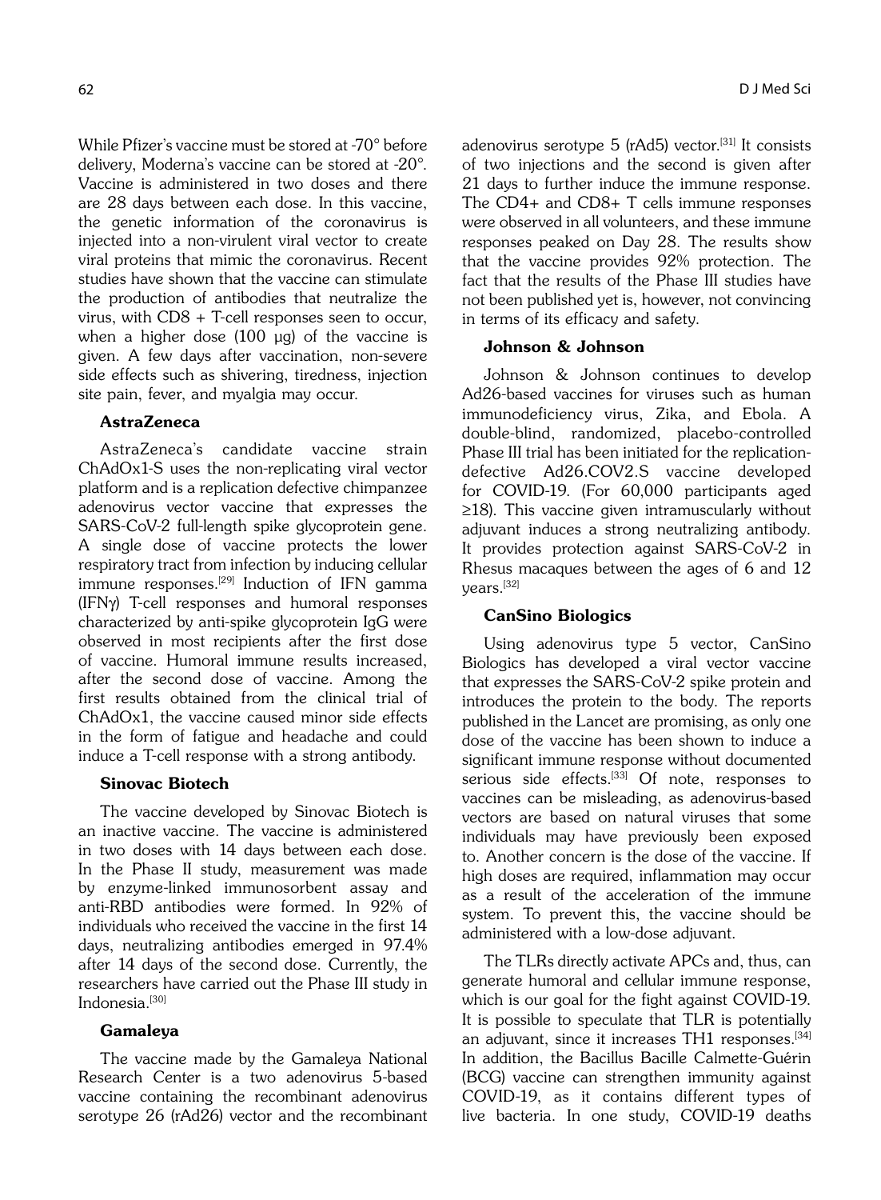While Pfizer's vaccine must be stored at -70° before delivery, Moderna's vaccine can be stored at -20°. Vaccine is administered in two doses and there are 28 days between each dose. In this vaccine, the genetic information of the coronavirus is injected into a non-virulent viral vector to create viral proteins that mimic the coronavirus. Recent studies have shown that the vaccine can stimulate the production of antibodies that neutralize the virus, with CD8 + T-cell responses seen to occur, when a higher dose (100 µg) of the vaccine is given. A few days after vaccination, non-severe side effects such as shivering, tiredness, injection site pain, fever, and myalgia may occur.

### AstraZeneca

AstraZeneca's candidate vaccine strain ChAdOx1-S uses the non-replicating viral vector platform and is a replication defective chimpanzee adenovirus vector vaccine that expresses the SARS-CoV-2 full-length spike glycoprotein gene. A single dose of vaccine protects the lower respiratory tract from infection by inducing cellular immune responses.[29] Induction of IFN gamma (IFNγ) T-cell responses and humoral responses characterized by anti-spike glycoprotein IgG were observed in most recipients after the first dose of vaccine. Humoral immune results increased, after the second dose of vaccine. Among the first results obtained from the clinical trial of ChAdOx1, the vaccine caused minor side effects in the form of fatigue and headache and could induce a T-cell response with a strong antibody.

### Sinovac Biotech

The vaccine developed by Sinovac Biotech is an inactive vaccine. The vaccine is administered in two doses with 14 days between each dose. In the Phase II study, measurement was made by enzyme-linked immunosorbent assay and anti-RBD antibodies were formed. In 92% of individuals who received the vaccine in the first 14 days, neutralizing antibodies emerged in 97.4% after 14 days of the second dose. Currently, the researchers have carried out the Phase III study in Indonesia.[30]

### Gamaleya

The vaccine made by the Gamaleya National Research Center is a two adenovirus 5-based vaccine containing the recombinant adenovirus serotype 26 (rAd26) vector and the recombinant adenovirus serotype 5 (rAd5) vector.[31] It consists of two injections and the second is given after 21 days to further induce the immune response. The CD4+ and CD8+ T cells immune responses were observed in all volunteers, and these immune responses peaked on Day 28. The results show that the vaccine provides 92% protection. The fact that the results of the Phase III studies have not been published yet is, however, not convincing in terms of its efficacy and safety.

### Johnson & Johnson

Johnson & Johnson continues to develop Ad26-based vaccines for viruses such as human immunodeficiency virus, Zika, and Ebola. A double-blind, randomized, placebo-controlled Phase III trial has been initiated for the replication-defective Ad26.COV2.S vaccine developed for COVID-19. (For 60,000 participants aged ≥18). This vaccine given intramuscularly without adjuvant induces a strong neutralizing antibody. It provides protection against SARS-CoV-2 in Rhesus macaques between the ages of 6 and 12 years.[32]

### CanSino Biologics

Using adenovirus type 5 vector, CanSino Biologics has developed a viral vector vaccine that expresses the SARS-CoV-2 spike protein and introduces the protein to the body. The reports published in the Lancet are promising, as only one dose of the vaccine has been shown to induce a significant immune response without documented serious side effects.[33] Of note, responses to vaccines can be misleading, as adenovirus-based vectors are based on natural viruses that some individuals may have previously been exposed to. Another concern is the dose of the vaccine. If high doses are required, inflammation may occur as a result of the acceleration of the immune system. To prevent this, the vaccine should be administered with a low-dose adjuvant.

The TLRs directly activate APCs and, thus, can generate humoral and cellular immune response, which is our goal for the fight against COVID-19. It is possible to speculate that TLR is potentially an adjuvant, since it increases TH1 responses.[34] In addition, the Bacillus Bacille Calmette-Guérin (BCG) vaccine can strengthen immunity against COVID-19, as it contains different types of live bacteria. In one study, COVID-19 deaths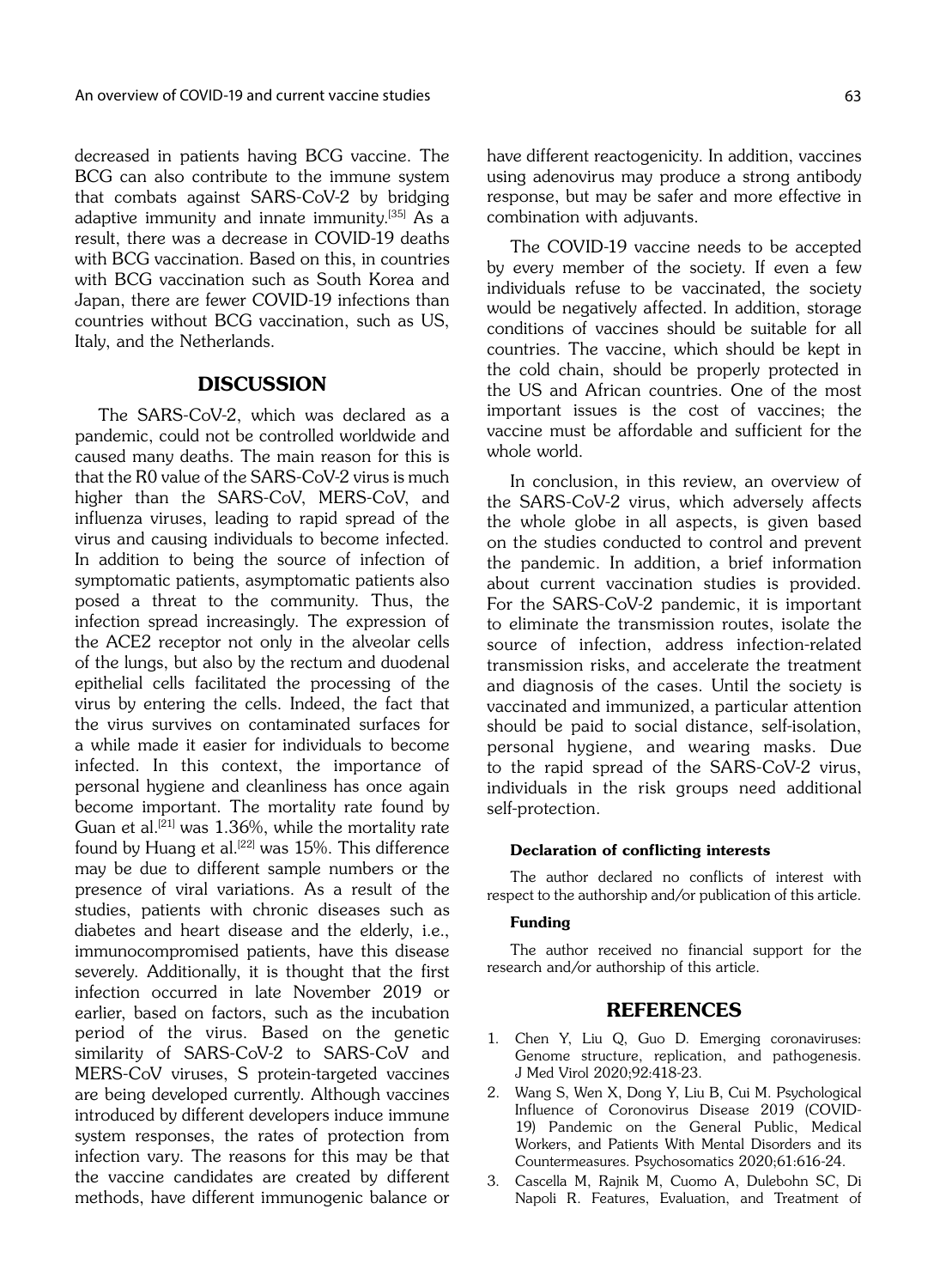decreased in patients having BCG vaccine. The BCG can also contribute to the immune system that combats against SARS-CoV-2 by bridging adaptive immunity and innate immunity.[35] As a result, there was a decrease in COVID-19 deaths with BCG vaccination. Based on this, in countries with BCG vaccination such as South Korea and Japan, there are fewer COVID-19 infections than countries without BCG vaccination, such as US, Italy, and the Netherlands.

## DISCUSSION

The SARS-CoV-2, which was declared as a pandemic, could not be controlled worldwide and caused many deaths. The main reason for this is that the R0 value of the SARS-CoV-2 virus is much higher than the SARS-CoV, MERS-CoV, and influenza viruses, leading to rapid spread of the virus and causing individuals to become infected. In addition to being the source of infection of symptomatic patients, asymptomatic patients also posed a threat to the community. Thus, the infection spread increasingly. The expression of the ACE2 receptor not only in the alveolar cells of the lungs, but also by the rectum and duodenal epithelial cells facilitated the processing of the virus by entering the cells. Indeed, the fact that the virus survives on contaminated surfaces for a while made it easier for individuals to become infected. In this context, the importance of personal hygiene and cleanliness has once again become important. The mortality rate found by Guan et al.[21] was 1.36%, while the mortality rate found by Huang et al.[22] was 15%. This difference may be due to different sample numbers or the presence of viral variations. As a result of the studies, patients with chronic diseases such as diabetes and heart disease and the elderly, i.e., immunocompromised patients, have this disease severely. Additionally, it is thought that the first infection occurred in late November 2019 or earlier, based on factors, such as the incubation period of the virus. Based on the genetic similarity of SARS-CoV-2 to SARS-CoV and MERS-CoV viruses, S protein-targeted vaccines are being developed currently. Although vaccines introduced by different developers induce immune system responses, the rates of protection from infection vary. The reasons for this may be that the vaccine candidates are created by different methods, have different immunogenic balance or have different reactogenicity. In addition, vaccines using adenovirus may produce a strong antibody response, but may be safer and more effective in combination with adjuvants.

The COVID-19 vaccine needs to be accepted by every member of the society. If even a few individuals refuse to be vaccinated, the society would be negatively affected. In addition, storage conditions of vaccines should be suitable for all countries. The vaccine, which should be kept in the cold chain, should be properly protected in the US and African countries. One of the most important issues is the cost of vaccines; the vaccine must be affordable and sufficient for the whole world.

In conclusion, in this review, an overview of the SARS-CoV-2 virus, which adversely affects the whole globe in all aspects, is given based on the studies conducted to control and prevent the pandemic. In addition, a brief information about current vaccination studies is provided. For the SARS-CoV-2 pandemic, it is important to eliminate the transmission routes, isolate the source of infection, address infection-related transmission risks, and accelerate the treatment and diagnosis of the cases. Until the society is vaccinated and immunized, a particular attention should be paid to social distance, self-isolation, personal hygiene, and wearing masks. Due to the rapid spread of the SARS-CoV-2 virus, individuals in the risk groups need additional self-protection.

#### Declaration of conflicting interests

The author declared no conflicts of interest with respect to the authorship and/or publication of this article.

#### Funding

The author received no financial support for the research and/or authorship of this article.

## REFERENCES

1. Chen Y, Liu Q, Guo D. Emerging coronaviruses: Genome structure, replication, and pathogenesis. J Med Virol 2020;92:418-23.
2. Wang S, Wen X, Dong Y, Liu B, Cui M. Psychological Influence of Coronovirus Disease 2019 (COVID-19) Pandemic on the General Public, Medical Workers, and Patients With Mental Disorders and its Countermeasures. Psychosomatics 2020;61:616-24.
3. Cascella M, Rajnik M, Cuomo A, Dulebohn SC, Di Napoli R. Features, Evaluation, and Treatment of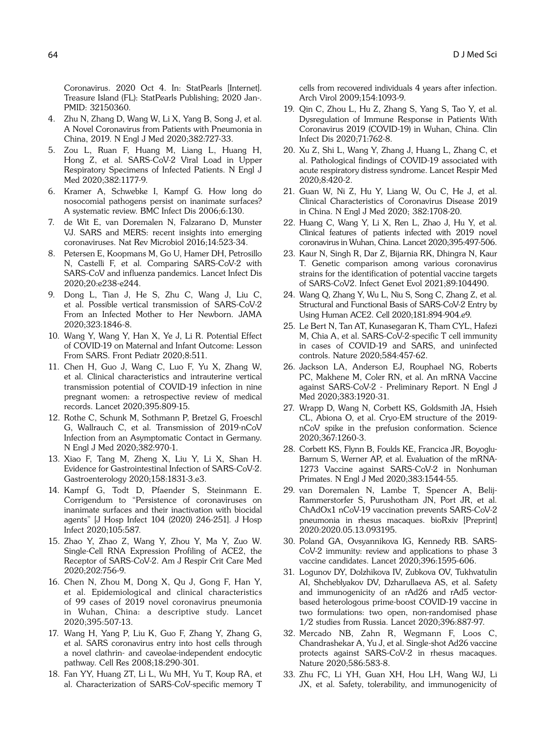Coronavirus. 2020 Oct 4. In: StatPearls [Internet]. Treasure Island (FL): StatPearls Publishing; 2020 Jan-. PMID: 32150360.

4. Zhu N, Zhang D, Wang W, Li X, Yang B, Song J, et al. A Novel Coronavirus from Patients with Pneumonia in China, 2019. N Engl J Med 2020;382:727-33.
5. Zou L, Ruan F, Huang M, Liang L, Huang H, Hong Z, et al. SARS-CoV-2 Viral Load in Upper Respiratory Specimens of Infected Patients. N Engl J Med 2020;382:1177-9.
6. Kramer A, Schwebke I, Kampf G. How long do nosocomial pathogens persist on inanimate surfaces? A systematic review. BMC Infect Dis 2006;6:130.
7. de Wit E, van Doremalen N, Falzarano D, Munster VJ. SARS and MERS: recent insights into emerging coronaviruses. Nat Rev Microbiol 2016;14:523-34.
8. Petersen E, Koopmans M, Go U, Hamer DH, Petrosillo N, Castelli F, et al. Comparing SARS-CoV-2 with SARS-CoV and influenza pandemics. Lancet Infect Dis 2020;20:e238-e244.
9. Dong L, Tian J, He S, Zhu C, Wang J, Liu C, et al. Possible vertical transmission of SARS-CoV-2 From an Infected Mother to Her Newborn. JAMA 2020;323:1846-8.
10. Wang Y, Wang Y, Han X, Ye J, Li R. Potential Effect of COVID-19 on Maternal and Infant Outcome: Lesson From SARS. Front Pediatr 2020;8:511.
11. Chen H, Guo J, Wang C, Luo F, Yu X, Zhang W, et al. Clinical characteristics and intrauterine vertical transmission potential of COVID-19 infection in nine pregnant women: a retrospective review of medical records. Lancet 2020;395:809-15.
12. Rothe C, Schunk M, Sothmann P, Bretzel G, Froeschl G, Wallrauch C, et al. Transmission of 2019-nCoV Infection from an Asymptomatic Contact in Germany. N Engl J Med 2020;382:970-1.
13. Xiao F, Tang M, Zheng X, Liu Y, Li X, Shan H. Evidence for Gastrointestinal Infection of SARS-CoV-2. Gastroenterology 2020;158:1831-3.e3.
14. Kampf G, Todt D, Pfaender S, Steinmann E. Corrigendum to "Persistence of coronaviruses on inanimate surfaces and their inactivation with biocidal agents" [J Hosp Infect 104 (2020) 246-251]. J Hosp Infect 2020;105:587.
15. Zhao Y, Zhao Z, Wang Y, Zhou Y, Ma Y, Zuo W. Single-Cell RNA Expression Profiling of ACE2, the Receptor of SARS-CoV-2. Am J Respir Crit Care Med 2020;202:756-9.
16. Chen N, Zhou M, Dong X, Qu J, Gong F, Han Y, et al. Epidemiological and clinical characteristics of 99 cases of 2019 novel coronavirus pneumonia in Wuhan, China: a descriptive study. Lancet 2020;395:507-13.
17. Wang H, Yang P, Liu K, Guo F, Zhang Y, Zhang G, et al. SARS coronavirus entry into host cells through a novel clathrin- and caveolae-independent endocytic pathway. Cell Res 2008;18:290-301.
18. Fan YY, Huang ZT, Li L, Wu MH, Yu T, Koup RA, et al. Characterization of SARS-CoV-specific memory T cells from recovered individuals 4 years after infection. Arch Virol 2009;154:1093-9.
19. Qin C, Zhou L, Hu Z, Zhang S, Yang S, Tao Y, et al. Dysregulation of Immune Response in Patients With Coronavirus 2019 (COVID-19) in Wuhan, China. Clin Infect Dis 2020;71:762-8.
20. Xu Z, Shi L, Wang Y, Zhang J, Huang L, Zhang C, et al. Pathological findings of COVID-19 associated with acute respiratory distress syndrome. Lancet Respir Med 2020;8:420-2.
21. Guan W, Ni Z, Hu Y, Liang W, Ou C, He J, et al. Clinical Characteristics of Coronavirus Disease 2019 in China. N Engl J Med 2020; 382:1708-20.
22. Huang C, Wang Y, Li X, Ren L, Zhao J, Hu Y, et al. Clinical features of patients infected with 2019 novel coronavirus in Wuhan, China. Lancet 2020;395:497-506.
23. Kaur N, Singh R, Dar Z, Bijarnia RK, Dhingra N, Kaur T. Genetic comparison among various coronavirus strains for the identification of potential vaccine targets of SARS-CoV2. Infect Genet Evol 2021;89:104490.
24. Wang Q, Zhang Y, Wu L, Niu S, Song C, Zhang Z, et al. Structural and Functional Basis of SARS-CoV-2 Entry by Using Human ACE2. Cell 2020;181:894-904.e9.
25. Le Bert N, Tan AT, Kunasegaran K, Tham CYL, Hafezi M, Chia A, et al. SARS-CoV-2-specific T cell immunity in cases of COVID-19 and SARS, and uninfected controls. Nature 2020;584:457-62.
26. Jackson LA, Anderson EJ, Rouphael NG, Roberts PC, Makhene M, Coler RN, et al. An mRNA Vaccine against SARS-CoV-2 - Preliminary Report. N Engl J Med 2020;383:1920-31.
27. Wrapp D, Wang N, Corbett KS, Goldsmith JA, Hsieh CL, Abiona O, et al. Cryo-EM structure of the 2019-nCoV spike in the prefusion conformation. Science 2020;367:1260-3.
28. Corbett KS, Flynn B, Foulds KE, Francica JR, Boyoglu-Barnum S, Werner AP, et al. Evaluation of the mRNA-1273 Vaccine against SARS-CoV-2 in Nonhuman Primates. N Engl J Med 2020;383:1544-55.
29. van Doremalen N, Lambe T, Spencer A, Belij-Rammerstorfer S, Purushotham JN, Port JR, et al. ChAdOx1 nCoV-19 vaccination prevents SARS-CoV-2 pneumonia in rhesus macaques. bioRxiv [Preprint] 2020:2020.05.13.093195.
30. Poland GA, Ovsyannikova IG, Kennedy RB. SARS-CoV-2 immunity: review and applications to phase 3 vaccine candidates. Lancet 2020;396:1595-606.
31. Logunov DY, Dolzhikova IV, Zubkova OV, Tukhvatulin AI, Shcheblyakov DV, Dzharullaeva AS, et al. Safety and immunogenicity of an rAd26 and rAd5 vector-based heterologous prime-boost COVID-19 vaccine in two formulations: two open, non-randomised phase 1/2 studies from Russia. Lancet 2020;396:887-97.
32. Mercado NB, Zahn R, Wegmann F, Loos C, Chandrashekar A, Yu J, et al. Single-shot Ad26 vaccine protects against SARS-CoV-2 in rhesus macaques. Nature 2020;586:583-8.
33. Zhu FC, Li YH, Guan XH, Hou LH, Wang WJ, Li JX, et al. Safety, tolerability, and immunogenicity of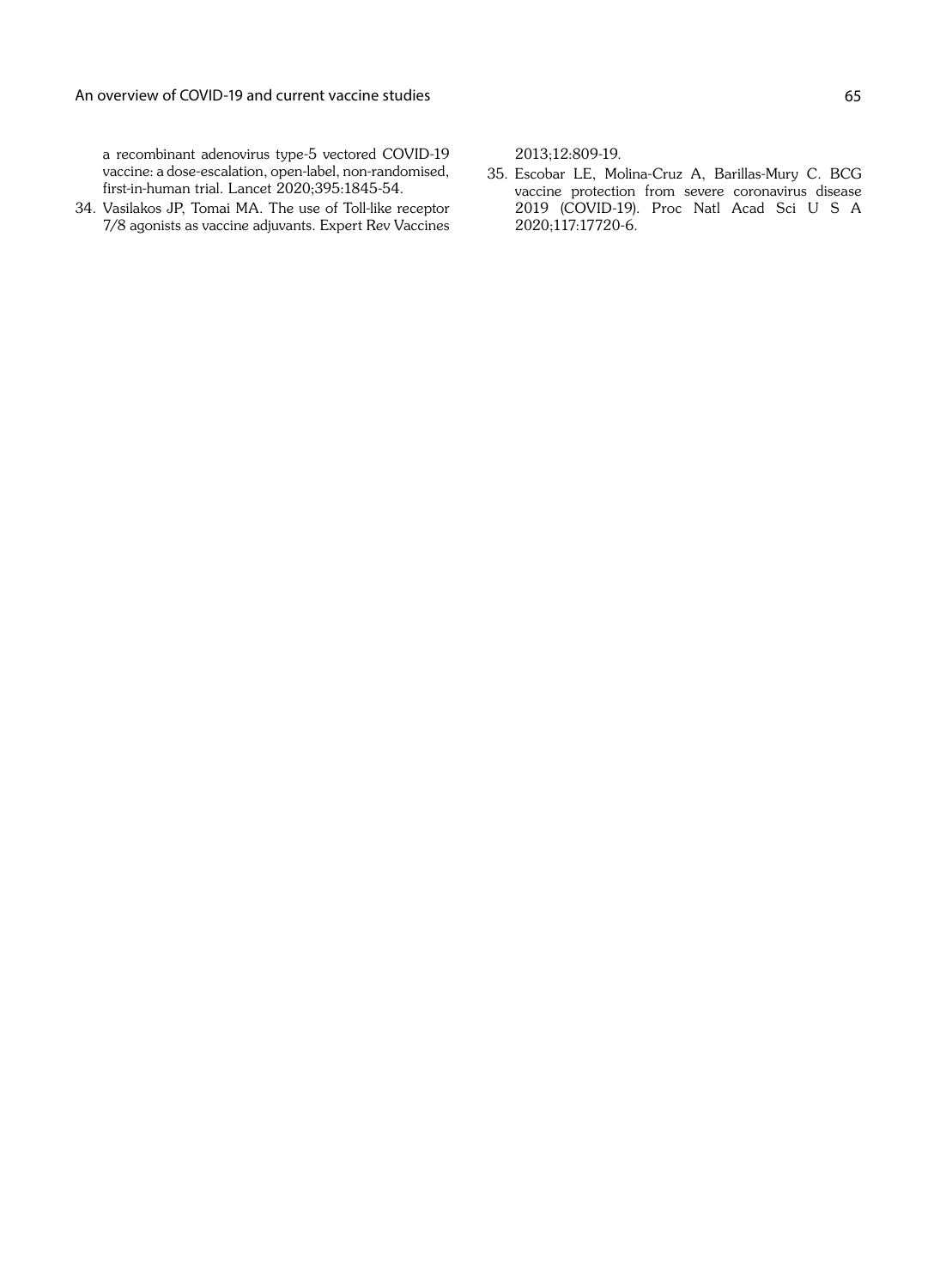a recombinant adenovirus type-5 vectored COVID-19 vaccine: a dose-escalation, open-label, non-randomised, first-in-human trial. Lancet 2020;395:1845-54.

34. Vasilakos JP, Tomai MA. The use of Toll-like receptor 7/8 agonists as vaccine adjuvants. Expert Rev Vaccines 2013;12:809-19.
35. Escobar LE, Molina-Cruz A, Barillas-Mury C. BCG vaccine protection from severe coronavirus disease 2019 (COVID-19). Proc Natl Acad Sci U S A 2020;117:17720-6.